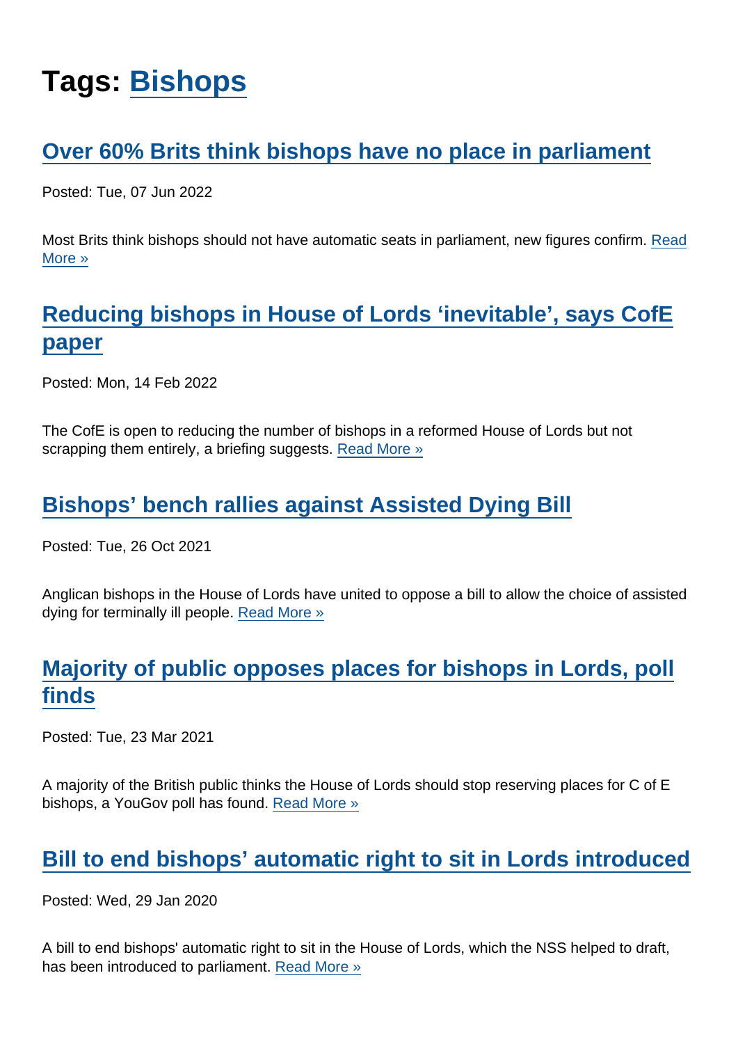# Tags: Bishops

## Over 60% Brits think bishops have no place in parliament

Posted: Tue, 07 Jun 2022

Most Brits think bishops should not have automatic seats in parliament, new figures confirm. Read More »

## Reducing bishops in House of Lords ‘inevitable’, says CofE paper

Posted: Mon, 14 Feb 2022

The CofE is open to reducing the number of bishops in a reformed House of Lords but not scrapping them entirely, a briefing suggests. Read More »

## Bishops’ bench rallies against Assisted Dying Bill

Posted: Tue, 26 Oct 2021

Anglican bishops in the House of Lords have united to oppose a bill to allow the choice of assisted dying for terminally ill people. Read More »

## Majority of public opposes places for bishops in Lords, poll finds

Posted: Tue, 23 Mar 2021

A majority of the British public thinks the House of Lords should stop reserving places for C of E bishops, a YouGov poll has found. Read More »

## Bill to end bishops’ automatic right to sit in Lords introduced

Posted: Wed, 29 Jan 2020

A bill to end bishops' automatic right to sit in the House of Lords, which the NSS helped to draft, has been introduced to parliament. Read More »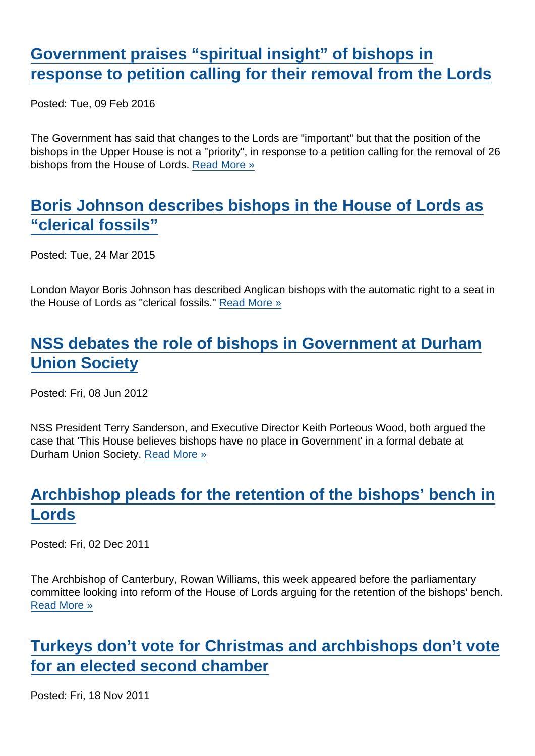## Government praises “spiritual insight” of bishops in response to petition calling for their removal from the Lords

Posted: Tue, 09 Feb 2016

The Government has said that changes to the Lords are "important" but that the position of the bishops in the Upper House is not a "priority", in response to a petition calling for the removal of 26 bishops from the House of Lords. Read More »

## Boris Johnson describes bishops in the House of Lords as “clerical fossils”

Posted: Tue, 24 Mar 2015

London Mayor Boris Johnson has described Anglican bishops with the automatic right to a seat in the House of Lords as "clerical fossils." Read More »

## NSS debates the role of bishops in Government at Durham Union Society

Posted: Fri, 08 Jun 2012

NSS President Terry Sanderson, and Executive Director Keith Porteous Wood, both argued the case that 'This House believes bishops have no place in Government' in a formal debate at Durham Union Society. Read More »

## Archbishop pleads for the retention of the bishops’ bench in Lords

Posted: Fri, 02 Dec 2011

The Archbishop of Canterbury, Rowan Williams, this week appeared before the parliamentary committee looking into reform of the House of Lords arguing for the retention of the bishops' bench. Read More »

## Turkeys don’t vote for Christmas and archbishops don’t vote for an elected second chamber

Posted: Fri, 18 Nov 2011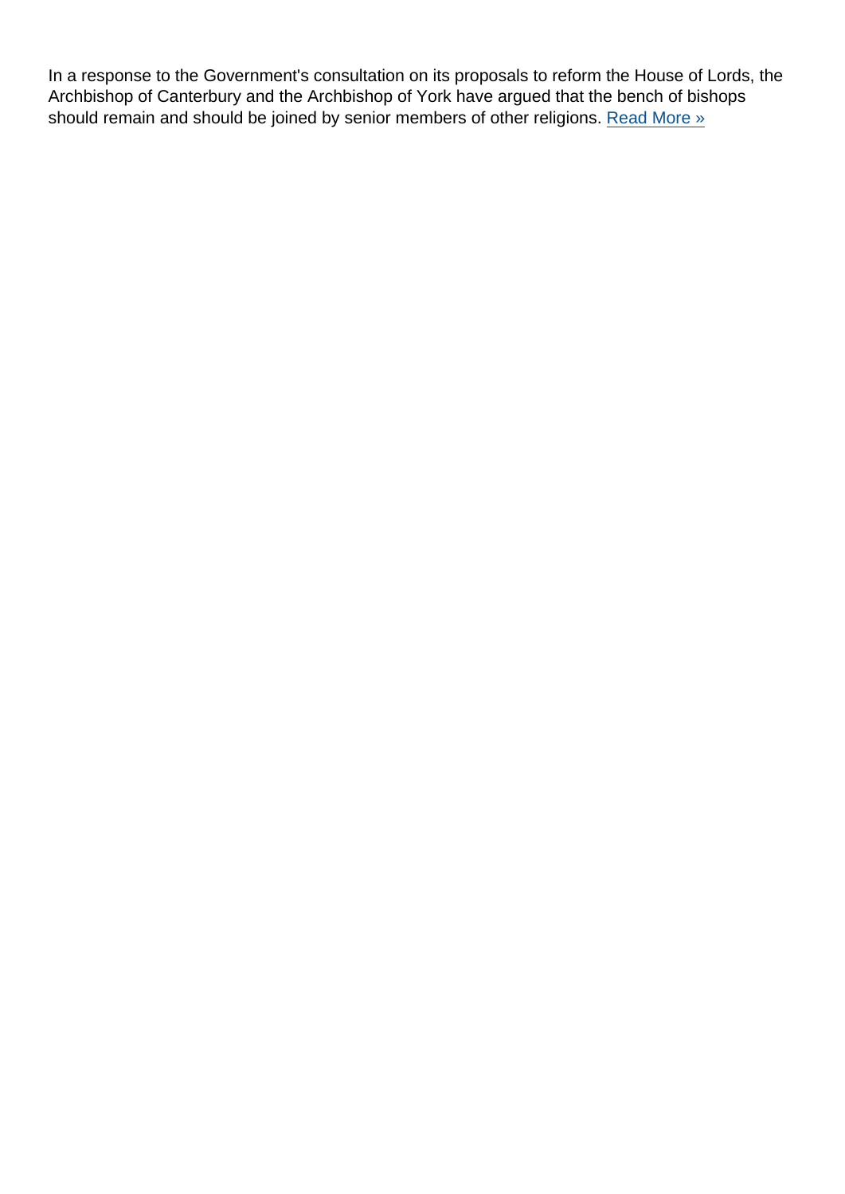In a response to the Government's consultation on its proposals to reform the House of Lords, the Archbishop of Canterbury and the Archbishop of York have argued that the bench of bishops should remain and should be joined by senior members of other religions. Read More »